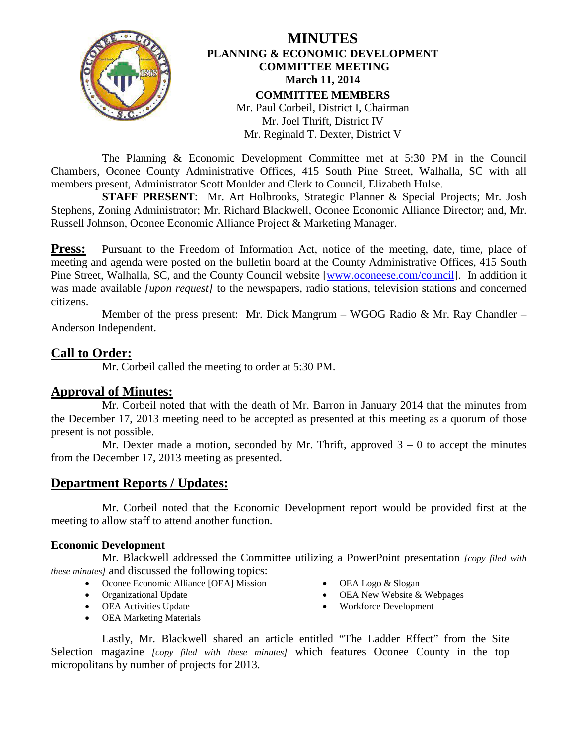# MINUTES

## PLANNING & ECONOMIC DEVELOPMENT COMMITTEE MEETING

**March 11, 2014**

**COMMITTEE MEMBERS**

Mr. Paul Corbeil, District I, Chairman
Mr. Joel Thrift, District IV
Mr. Reginald T. Dexter, District V

The Planning & Economic Development Committee met at 5:30 PM in the Council Chambers, Oconee County Administrative Offices, 415 South Pine Street, Walhalla, SC with all members present, Administrator Scott Moulder and Clerk to Council, Elizabeth Hulse.

**STAFF PRESENT**: Mr. Art Holbrooks, Strategic Planner & Special Projects; Mr. Josh Stephens, Zoning Administrator; Mr. Richard Blackwell, Oconee Economic Alliance Director; and, Mr. Russell Johnson, Oconee Economic Alliance Project & Marketing Manager.

**Press:** Pursuant to the Freedom of Information Act, notice of the meeting, date, time, place of meeting and agenda were posted on the bulletin board at the County Administrative Offices, 415 South Pine Street, Walhalla, SC, and the County Council website [www.oconeese.com/council]. In addition it was made available *[upon request]* to the newspapers, radio stations, television stations and concerned citizens.

Member of the press present: Mr. Dick Mangrum – WGOG Radio & Mr. Ray Chandler – Anderson Independent.

## Call to Order:

Mr. Corbeil called the meeting to order at 5:30 PM.

## Approval of Minutes:

Mr. Corbeil noted that with the death of Mr. Barron in January 2014 that the minutes from the December 17, 2013 meeting need to be accepted as presented at this meeting as a quorum of those present is not possible.

Mr. Dexter made a motion, seconded by Mr. Thrift, approved 3 – 0 to accept the minutes from the December 17, 2013 meeting as presented.

## Department Reports / Updates:

Mr. Corbeil noted that the Economic Development report would be provided first at the meeting to allow staff to attend another function.

### Economic Development

Mr. Blackwell addressed the Committee utilizing a PowerPoint presentation *[copy filed with these minutes]* and discussed the following topics:

- Oconee Economic Alliance [OEA] Mission
- Organizational Update
- OEA Activities Update
- OEA Marketing Materials
- OEA Logo & Slogan
- OEA New Website & Webpages
- Workforce Development

Lastly, Mr. Blackwell shared an article entitled "The Ladder Effect" from the Site Selection magazine *[copy filed with these minutes]* which features Oconee County in the top micropolitans by number of projects for 2013.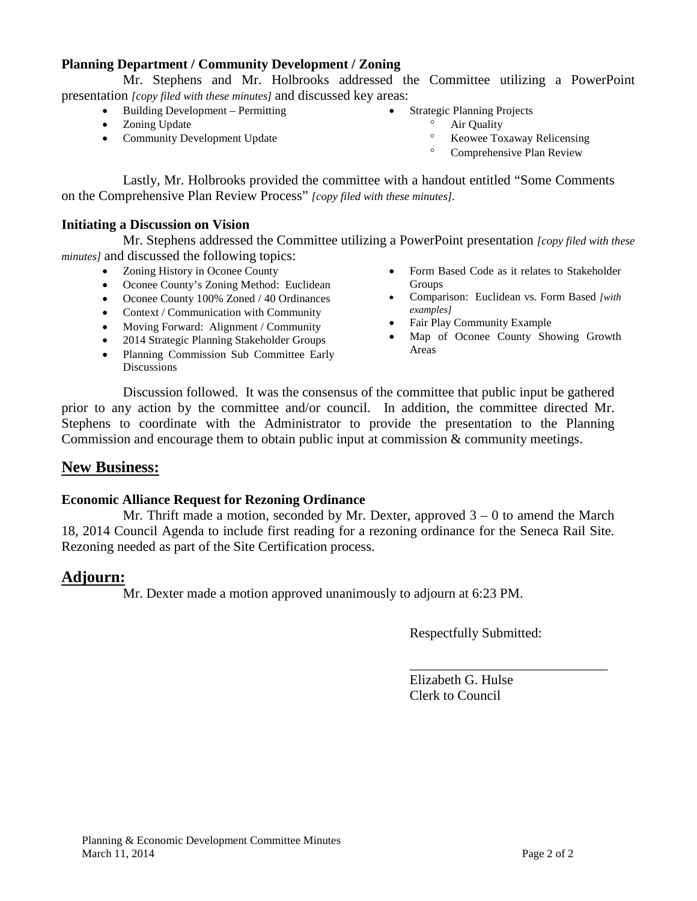**Planning Department / Community Development / Zoning**

Mr. Stephens and Mr. Holbrooks addressed the Committee utilizing a PowerPoint presentation *[copy filed with these minutes]* and discussed key areas:

- Building Development – Permitting
- Zoning Update
- Community Development Update
- Strategic Planning Projects
  - Air Quality
  - Keowee Toxaway Relicensing
  - Comprehensive Plan Review

Lastly, Mr. Holbrooks provided the committee with a handout entitled "Some Comments on the Comprehensive Plan Review Process" *[copy filed with these minutes]*.

**Initiating a Discussion on Vision**

Mr. Stephens addressed the Committee utilizing a PowerPoint presentation *[copy filed with these minutes]* and discussed the following topics:

- Zoning History in Oconee County
- Oconee County's Zoning Method: Euclidean
- Oconee County 100% Zoned / 40 Ordinances
- Context / Communication with Community
- Moving Forward: Alignment / Community
- 2014 Strategic Planning Stakeholder Groups
- Planning Commission Sub Committee Early Discussions
- Form Based Code as it relates to Stakeholder Groups
- Comparison: Euclidean vs. Form Based *[with examples]*
- Fair Play Community Example
- Map of Oconee County Showing Growth Areas

Discussion followed. It was the consensus of the committee that public input be gathered prior to any action by the committee and/or council. In addition, the committee directed Mr. Stephens to coordinate with the Administrator to provide the presentation to the Planning Commission and encourage them to obtain public input at commission & community meetings.

## New Business:

**Economic Alliance Request for Rezoning Ordinance**

Mr. Thrift made a motion, seconded by Mr. Dexter, approved 3 – 0 to amend the March 18, 2014 Council Agenda to include first reading for a rezoning ordinance for the Seneca Rail Site. Rezoning needed as part of the Site Certification process.

## Adjourn:

Mr. Dexter made a motion approved unanimously to adjourn at 6:23 PM.

Respectfully Submitted:

\_\_\_\_\_\_\_\_\_\_\_\_\_\_\_\_\_\_\_\_\_\_\_\_\_\_\_\_\_\_

Elizabeth G. Hulse
Clerk to Council